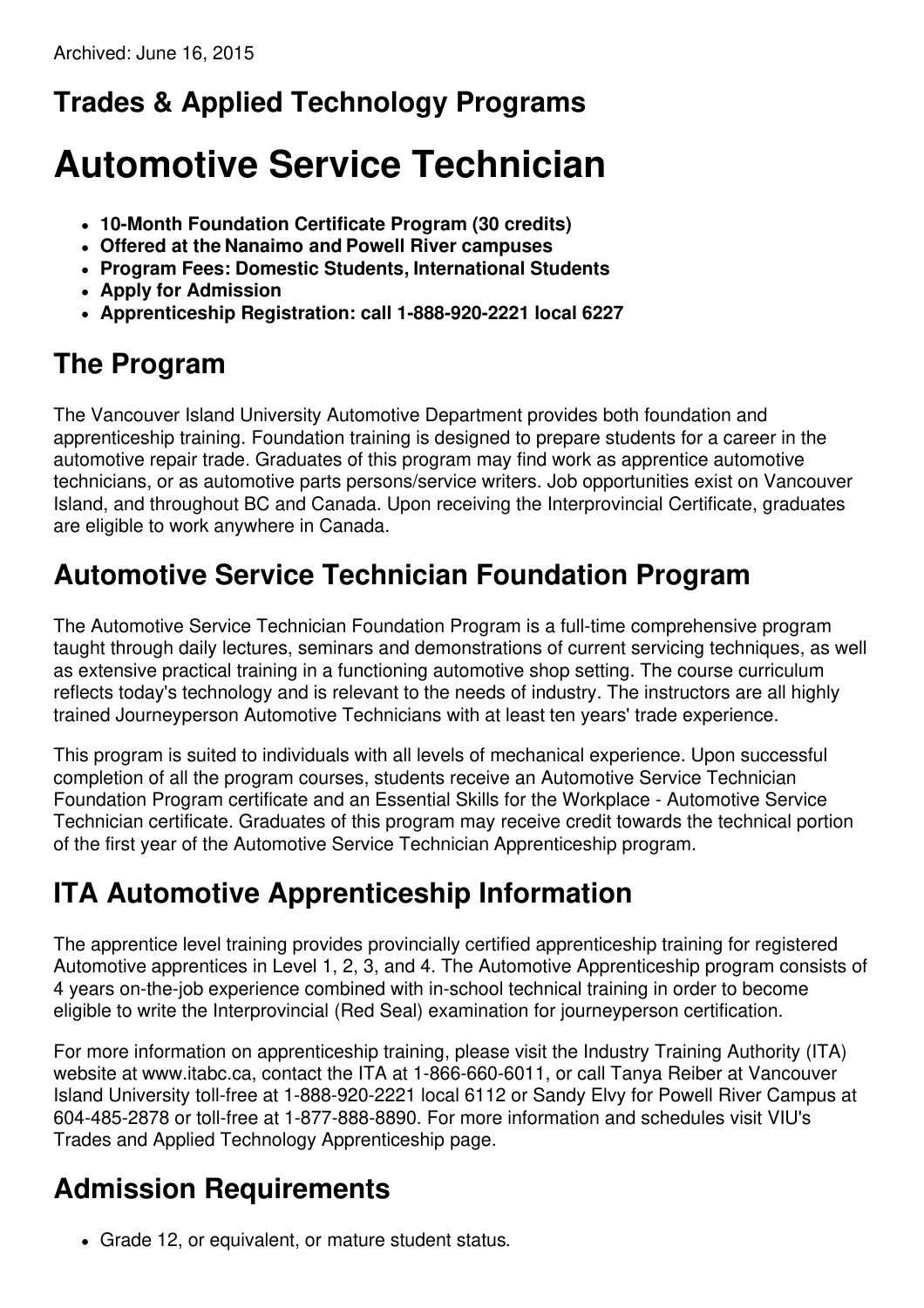Archived: June 16, 2015

## Trades & Applied Technology Programs

# Automotive Service Technician

- **10-Month Foundation Certificate Program (30 credits)**
- **Offered at the Nanaimo and Powell River campuses**
- **Program Fees: Domestic Students, International Students**
- **Apply for Admission**
- **Apprenticeship Registration: call 1-888-920-2221 local 6227**

## The Program

The Vancouver Island University Automotive Department provides both foundation and apprenticeship training. Foundation training is designed to prepare students for a career in the automotive repair trade. Graduates of this program may find work as apprentice automotive technicians, or as automotive parts persons/service writers. Job opportunities exist on Vancouver Island, and throughout BC and Canada. Upon receiving the Interprovincial Certificate, graduates are eligible to work anywhere in Canada.

## Automotive Service Technician Foundation Program

The Automotive Service Technician Foundation Program is a full-time comprehensive program taught through daily lectures, seminars and demonstrations of current servicing techniques, as well as extensive practical training in a functioning automotive shop setting. The course curriculum reflects today's technology and is relevant to the needs of industry. The instructors are all highly trained Journeyperson Automotive Technicians with at least ten years' trade experience.

This program is suited to individuals with all levels of mechanical experience. Upon successful completion of all the program courses, students receive an Automotive Service Technician Foundation Program certificate and an Essential Skills for the Workplace - Automotive Service Technician certificate. Graduates of this program may receive credit towards the technical portion of the first year of the Automotive Service Technician Apprenticeship program.

## ITA Automotive Apprenticeship Information

The apprentice level training provides provincially certified apprenticeship training for registered Automotive apprentices in Level 1, 2, 3, and 4. The Automotive Apprenticeship program consists of 4 years on-the-job experience combined with in-school technical training in order to become eligible to write the Interprovincial (Red Seal) examination for journeyperson certification.

For more information on apprenticeship training, please visit the Industry Training Authority (ITA) website at www.itabc.ca, contact the ITA at 1-866-660-6011, or call Tanya Reiber at Vancouver Island University toll-free at 1-888-920-2221 local 6112 or Sandy Elvy for Powell River Campus at 604-485-2878 or toll-free at 1-877-888-8890. For more information and schedules visit VIU's Trades and Applied Technology Apprenticeship page.

## Admission Requirements

- Grade 12, or equivalent, or mature student status.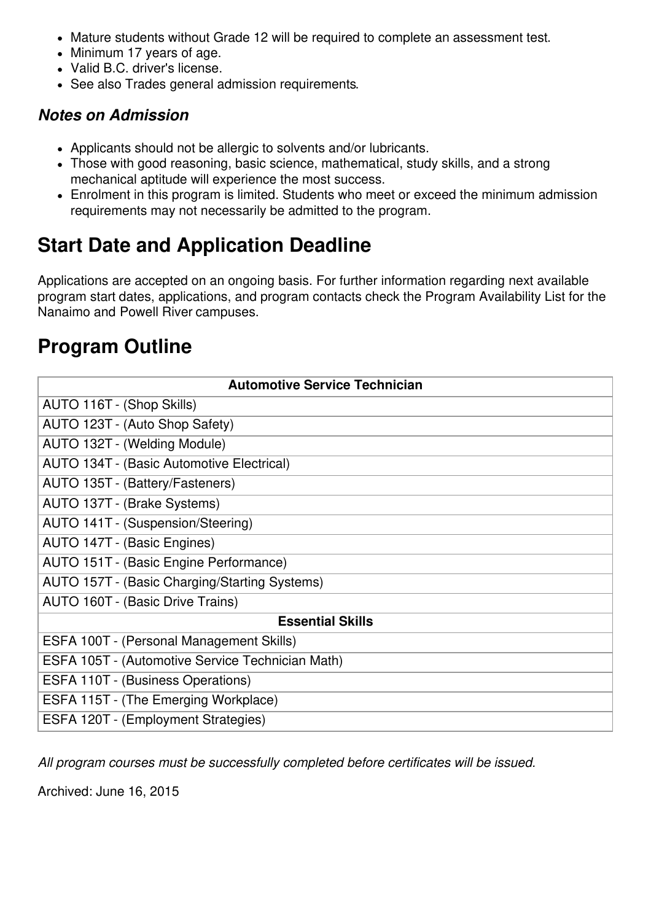- Mature students without Grade 12 will be required to complete an assessment test.
- Minimum 17 years of age.
- Valid B.C. driver's license.
- See also Trades general admission requirements.

### *Notes on Admission*

- Applicants should not be allergic to solvents and/or lubricants.
- Those with good reasoning, basic science, mathematical, study skills, and a strong mechanical aptitude will experience the most success.
- Enrolment in this program is limited. Students who meet or exceed the minimum admission requirements may not necessarily be admitted to the program.

## Start Date and Application Deadline

Applications are accepted on an ongoing basis. For further information regarding next available program start dates, applications, and program contacts check the Program Availability List for the Nanaimo and Powell River campuses.

## Program Outline

| Automotive Service Technician |
|---|
| AUTO 116T - (Shop Skills) |
| AUTO 123T - (Auto Shop Safety) |
| AUTO 132T - (Welding Module) |
| AUTO 134T - (Basic Automotive Electrical) |
| AUTO 135T - (Battery/Fasteners) |
| AUTO 137T - (Brake Systems) |
| AUTO 141T - (Suspension/Steering) |
| AUTO 147T - (Basic Engines) |
| AUTO 151T - (Basic Engine Performance) |
| AUTO 157T - (Basic Charging/Starting Systems) |
| AUTO 160T - (Basic Drive Trains) |
| **Essential Skills** |
| ESFA 100T - (Personal Management Skills) |
| ESFA 105T - (Automotive Service Technician Math) |
| ESFA 110T - (Business Operations) |
| ESFA 115T - (The Emerging Workplace) |
| ESFA 120T - (Employment Strategies) |

*All program courses must be successfully completed before certificates will be issued.*

Archived: June 16, 2015